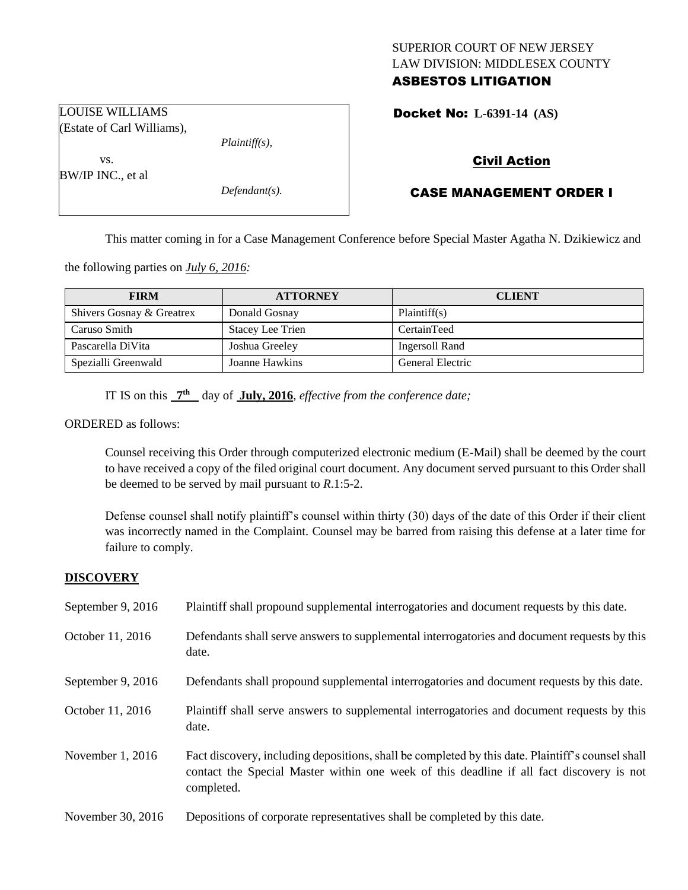SUPERIOR COURT OF NEW JERSEY
LAW DIVISION: MIDDLESEX COUNTY
**ASBESTOS LITIGATION**

LOUISE WILLIAMS
(Estate of Carl Williams),

*Plaintiff(s),*

vs.

BW/IP INC., et al

*Defendant(s).*

**Docket No: L-6391-14 (AS)**

**Civil Action**

**CASE MANAGEMENT ORDER I**

This matter coming in for a Case Management Conference before Special Master Agatha N. Dzikiewicz and the following parties on *July 6, 2016:*

| FIRM | ATTORNEY | CLIENT |
| --- | --- | --- |
| Shivers Gosnay & Greatrex | Donald Gosnay | Plaintiff(s) |
| Caruso Smith | Stacey Lee Trien | CertainTeed |
| Pascarella DiVita | Joshua Greeley | Ingersoll Rand |
| Spezialli Greenwald | Joanne Hawkins | General Electric |

IT IS on this **7th** day of **July, 2016**, *effective from the conference date;*

ORDERED as follows:

Counsel receiving this Order through computerized electronic medium (E-Mail) shall be deemed by the court to have received a copy of the filed original court document. Any document served pursuant to this Order shall be deemed to be served by mail pursuant to *R*.1:5-2.

Defense counsel shall notify plaintiff's counsel within thirty (30) days of the date of this Order if their client was incorrectly named in the Complaint. Counsel may be barred from raising this defense at a later time for failure to comply.

**DISCOVERY**

| | |
| --- | --- |
| September 9, 2016 | Plaintiff shall propound supplemental interrogatories and document requests by this date. |
| October 11, 2016 | Defendants shall serve answers to supplemental interrogatories and document requests by this date. |
| September 9, 2016 | Defendants shall propound supplemental interrogatories and document requests by this date. |
| October 11, 2016 | Plaintiff shall serve answers to supplemental interrogatories and document requests by this date. |
| November 1, 2016 | Fact discovery, including depositions, shall be completed by this date. Plaintiff's counsel shall contact the Special Master within one week of this deadline if all fact discovery is not completed. |
| November 30, 2016 | Depositions of corporate representatives shall be completed by this date. |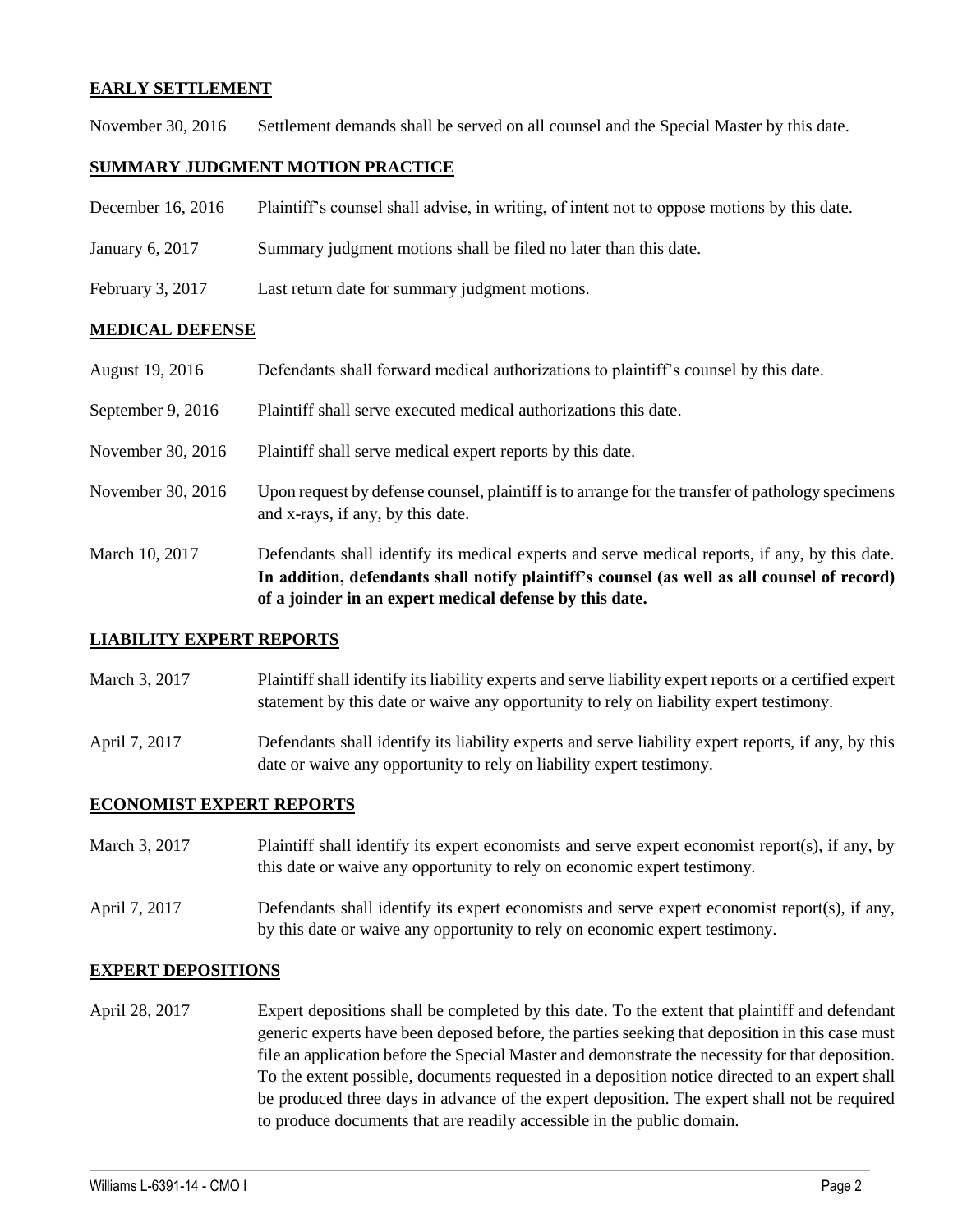**EARLY SETTLEMENT**

November 30, 2016 Settlement demands shall be served on all counsel and the Special Master by this date.

**SUMMARY JUDGMENT MOTION PRACTICE**

December 16, 2016 Plaintiff's counsel shall advise, in writing, of intent not to oppose motions by this date.

January 6, 2017 Summary judgment motions shall be filed no later than this date.

February 3, 2017 Last return date for summary judgment motions.

**MEDICAL DEFENSE**

August 19, 2016 Defendants shall forward medical authorizations to plaintiff's counsel by this date.

September 9, 2016 Plaintiff shall serve executed medical authorizations this date.

November 30, 2016 Plaintiff shall serve medical expert reports by this date.

November 30, 2016 Upon request by defense counsel, plaintiff is to arrange for the transfer of pathology specimens and x-rays, if any, by this date.

March 10, 2017 Defendants shall identify its medical experts and serve medical reports, if any, by this date. **In addition, defendants shall notify plaintiff's counsel (as well as all counsel of record) of a joinder in an expert medical defense by this date.**

**LIABILITY EXPERT REPORTS**

March 3, 2017 Plaintiff shall identify its liability experts and serve liability expert reports or a certified expert statement by this date or waive any opportunity to rely on liability expert testimony.

April 7, 2017 Defendants shall identify its liability experts and serve liability expert reports, if any, by this date or waive any opportunity to rely on liability expert testimony.

**ECONOMIST EXPERT REPORTS**

March 3, 2017 Plaintiff shall identify its expert economists and serve expert economist report(s), if any, by this date or waive any opportunity to rely on economic expert testimony.

April 7, 2017 Defendants shall identify its expert economists and serve expert economist report(s), if any, by this date or waive any opportunity to rely on economic expert testimony.

**EXPERT DEPOSITIONS**

April 28, 2017 Expert depositions shall be completed by this date. To the extent that plaintiff and defendant generic experts have been deposed before, the parties seeking that deposition in this case must file an application before the Special Master and demonstrate the necessity for that deposition. To the extent possible, documents requested in a deposition notice directed to an expert shall be produced three days in advance of the expert deposition. The expert shall not be required to produce documents that are readily accessible in the public domain.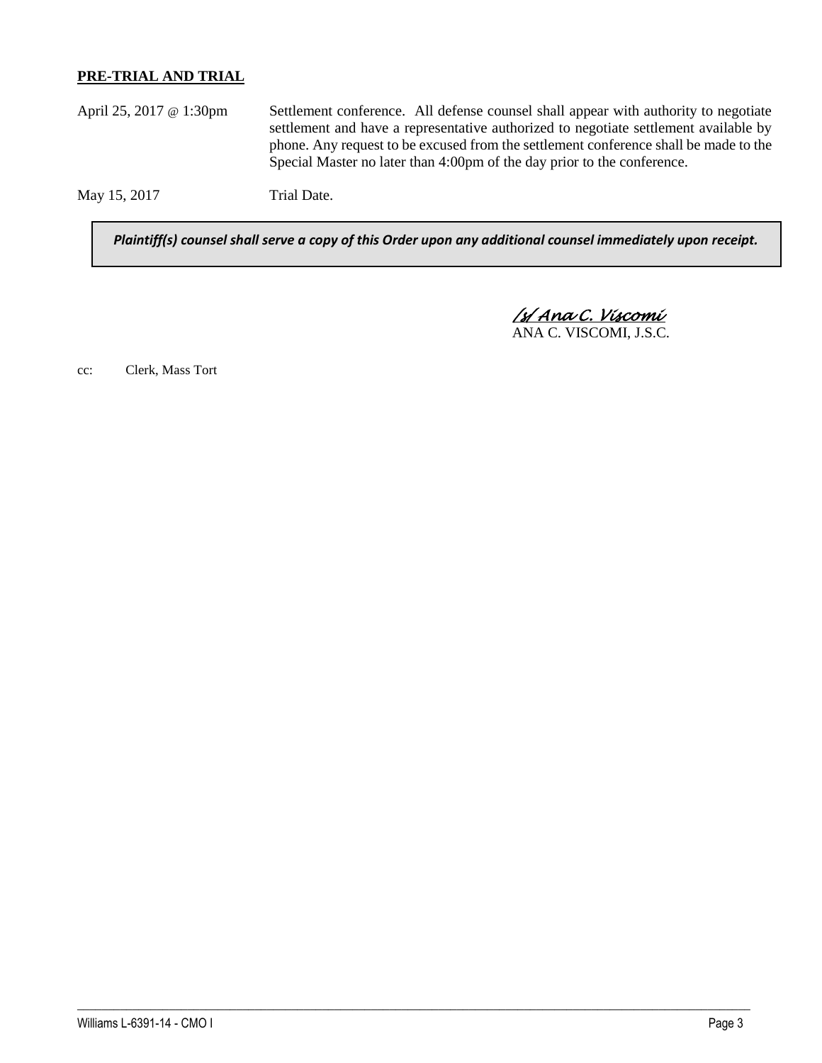**PRE-TRIAL AND TRIAL**

| | |
|---|---|
| April 25, 2017 @ 1:30pm | Settlement conference. All defense counsel shall appear with authority to negotiate settlement and have a representative authorized to negotiate settlement available by phone. Any request to be excused from the settlement conference shall be made to the Special Master no later than 4:00pm of the day prior to the conference. |
| May 15, 2017 | Trial Date. |

***Plaintiff(s) counsel shall serve a copy of this Order upon any additional counsel immediately upon receipt.***

/s/ Ana C. Viscomi
ANA C. VISCOMI, J.S.C.

cc: Clerk, Mass Tort